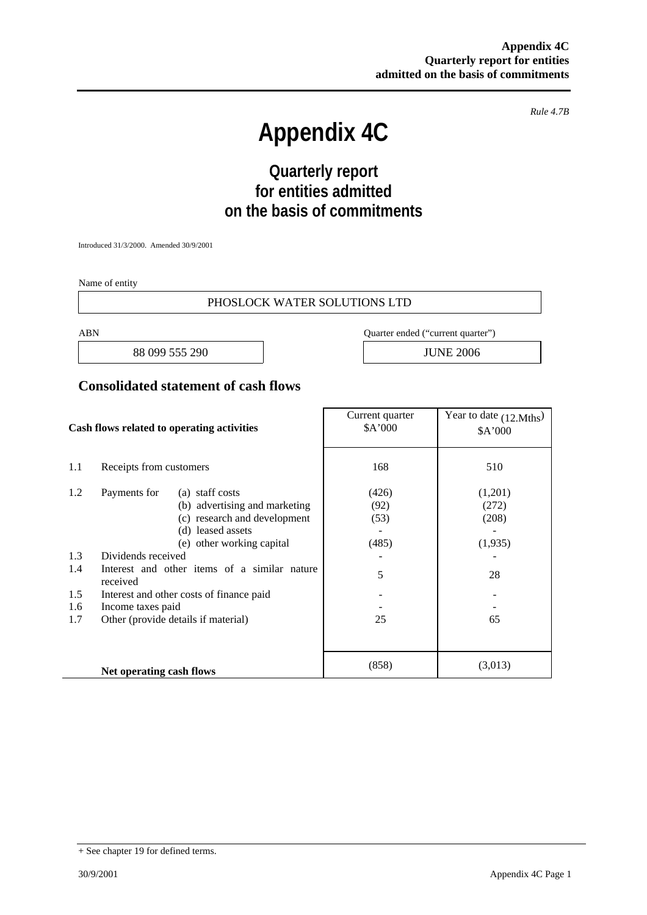*Rule 4.7B*

# Appendix 4C

## Quarterly report for entities admitted on the basis of commitments

Introduced 31/3/2000. Amended 30/9/2001

Name of entity

PHOSLOCK WATER SOLUTIONS LTD

| ABN | Quarter ended ("current quarter") |
|---|---|
| 88 099 555 290 | JUNE 2006 |

## Consolidated statement of cash flows

| | Cash flows related to operating activities | | Current quarter $A'000 | Year to date (12.Mths) $A'000 |
|---|---|---|---|---|
| 1.1 | Receipts from customers | | 168 | 510 |
| 1.2 | Payments for | (a) staff costs | (426) | (1,201) |
| | | (b) advertising and marketing | (92) | (272) |
| | | (c) research and development | (53) | (208) |
| | | (d) leased assets | - | - |
| | | (e) other working capital | (485) | (1,935) |
| 1.3 | Dividends received | | - | - |
| 1.4 | Interest and other items of a similar nature received | | 5 | 28 |
| 1.5 | Interest and other costs of finance paid | | - | - |
| 1.6 | Income taxes paid | | - | - |
| 1.7 | Other (provide details if material) | | 25 | 65 |
| | **Net operating cash flows** | | (858) | (3,013) |

+ See chapter 19 for defined terms.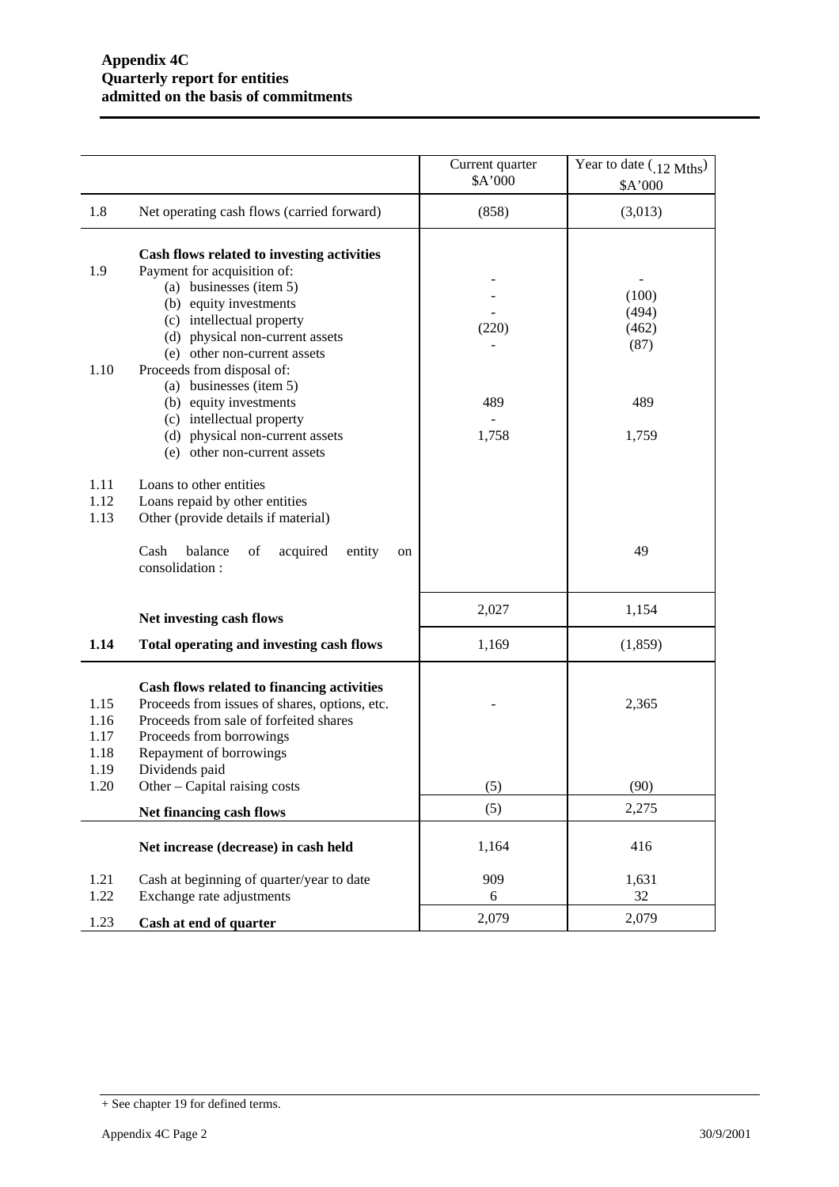**Appendix 4C**
**Quarterly report for entities**
**admitted on the basis of commitments**

| | | Current quarter $A'000 | Year to date (.12 Mths) $A'000 |
|---|---|---|---|
| 1.8 | Net operating cash flows (carried forward) | (858) | (3,013) |
| | **Cash flows related to investing activities** | | |
| 1.9 | Payment for acquisition of: | | |
| | (a) businesses (item 5) | - | - |
| | (b) equity investments | - | (100) |
| | (c) intellectual property | - | (494) |
| | (d) physical non-current assets | (220) | (462) |
| | (e) other non-current assets | - | (87) |
| 1.10 | Proceeds from disposal of: | | |
| | (a) businesses (item 5) | | |
| | (b) equity investments | 489 | 489 |
| | (c) intellectual property | - | |
| | (d) physical non-current assets | 1,758 | 1,759 |
| | (e) other non-current assets | | |
| 1.11 | Loans to other entities | | |
| 1.12 | Loans repaid by other entities | | |
| 1.13 | Other (provide details if material) | | |
| | Cash balance of acquired entity on consolidation : | | 49 |
| | **Net investing cash flows** | 2,027 | 1,154 |
| **1.14** | **Total operating and investing cash flows** | 1,169 | (1,859) |
| | **Cash flows related to financing activities** | | |
| 1.15 | Proceeds from issues of shares, options, etc. | - | 2,365 |
| 1.16 | Proceeds from sale of forfeited shares | | |
| 1.17 | Proceeds from borrowings | | |
| 1.18 | Repayment of borrowings | | |
| 1.19 | Dividends paid | | |
| 1.20 | Other – Capital raising costs | (5) | (90) |
| | **Net financing cash flows** | (5) | 2,275 |
| | **Net increase (decrease) in cash held** | 1,164 | 416 |
| 1.21 | Cash at beginning of quarter/year to date | 909 | 1,631 |
| 1.22 | Exchange rate adjustments | 6 | 32 |
| 1.23 | **Cash at end of quarter** | 2,079 | 2,079 |

+ See chapter 19 for defined terms.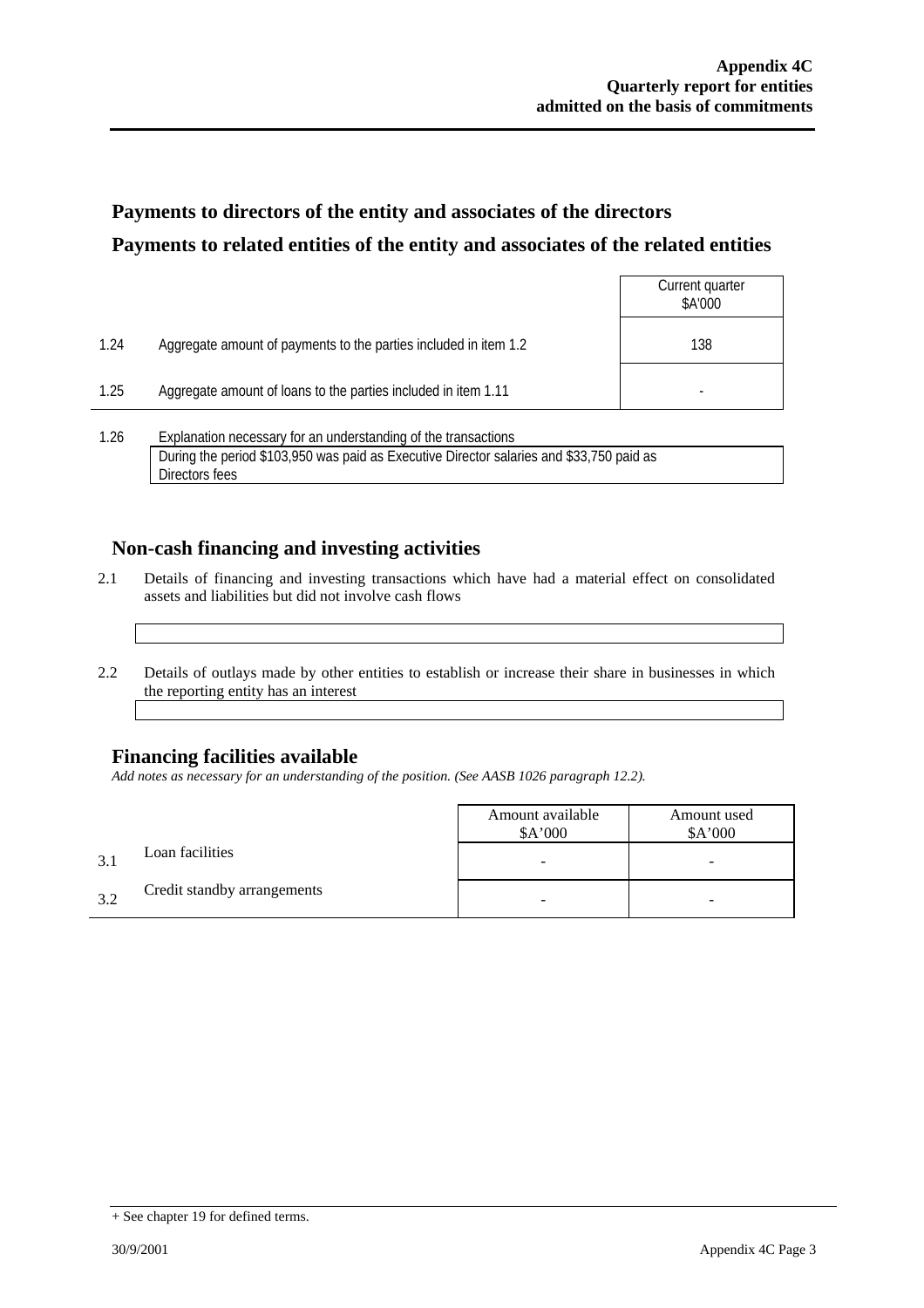## Payments to directors of the entity and associates of the directors

## Payments to related entities of the entity and associates of the related entities

| | | Current quarter $A'000 |
|---|---|---|
| 1.24 | Aggregate amount of payments to the parties included in item 1.2 | 138 |
| 1.25 | Aggregate amount of loans to the parties included in item 1.11 | - |

1.26 Explanation necessary for an understanding of the transactions

During the period $103,950 was paid as Executive Director salaries and $33,750 paid as Directors fees

## Non-cash financing and investing activities

2.1 Details of financing and investing transactions which have had a material effect on consolidated assets and liabilities but did not involve cash flows

2.2 Details of outlays made by other entities to establish or increase their share in businesses in which the reporting entity has an interest

## Financing facilities available

*Add notes as necessary for an understanding of the position. (See AASB 1026 paragraph 12.2).*

| | | Amount available $A'000 | Amount used $A'000 |
|---|---|---|---|
| 3.1 | Loan facilities | - | - |
| 3.2 | Credit standby arrangements | - | - |

+ See chapter 19 for defined terms.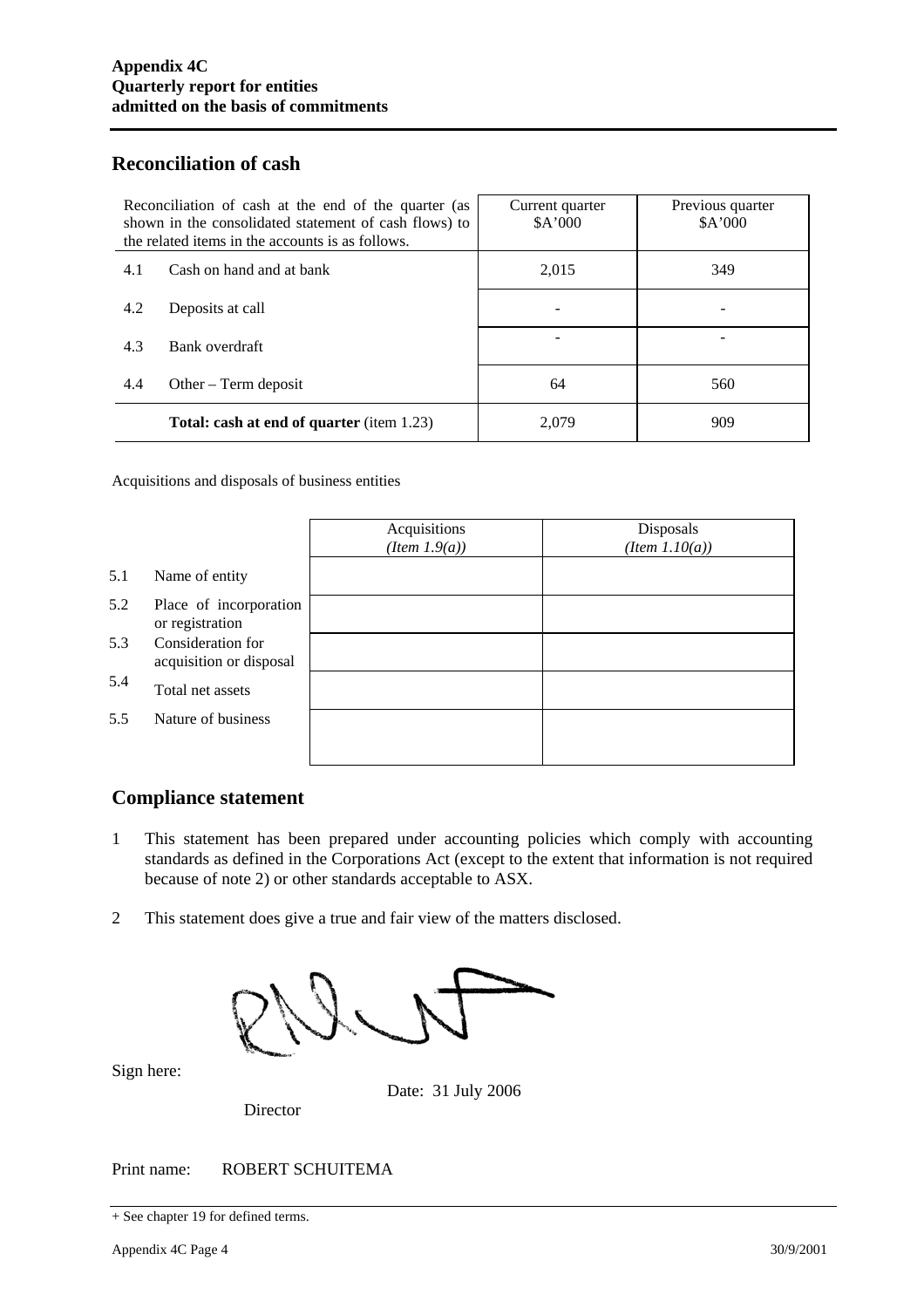## Reconciliation of cash

| Reconciliation of cash at the end of the quarter (as shown in the consolidated statement of cash flows) to the related items in the accounts is as follows. | | Current quarter $A'000 | Previous quarter $A'000 |
|---|---|---|---|
| 4.1 | Cash on hand and at bank | 2,015 | 349 |
| 4.2 | Deposits at call | - | - |
| 4.3 | Bank overdraft | - | - |
| 4.4 | Other – Term deposit | 64 | 560 |
| | **Total: cash at end of quarter** (item 1.23) | 2,079 | 909 |

Acquisitions and disposals of business entities

| | | Acquisitions *(Item 1.9(a))* | Disposals *(Item 1.10(a))* |
|---|---|---|---|
| 5.1 | Name of entity | | |
| 5.2 | Place of incorporation or registration | | |
| 5.3 | Consideration for acquisition or disposal | | |
| 5.4 | Total net assets | | |
| 5.5 | Nature of business | | |

## Compliance statement

1. This statement has been prepared under accounting policies which comply with accounting standards as defined in the Corporations Act (except to the extent that information is not required because of note 2) or other standards acceptable to ASX.

2. This statement does give a true and fair view of the matters disclosed.

Sign here: Director

Date: 31 July 2006

Print name: ROBERT SCHUITEMA

+ See chapter 19 for defined terms.